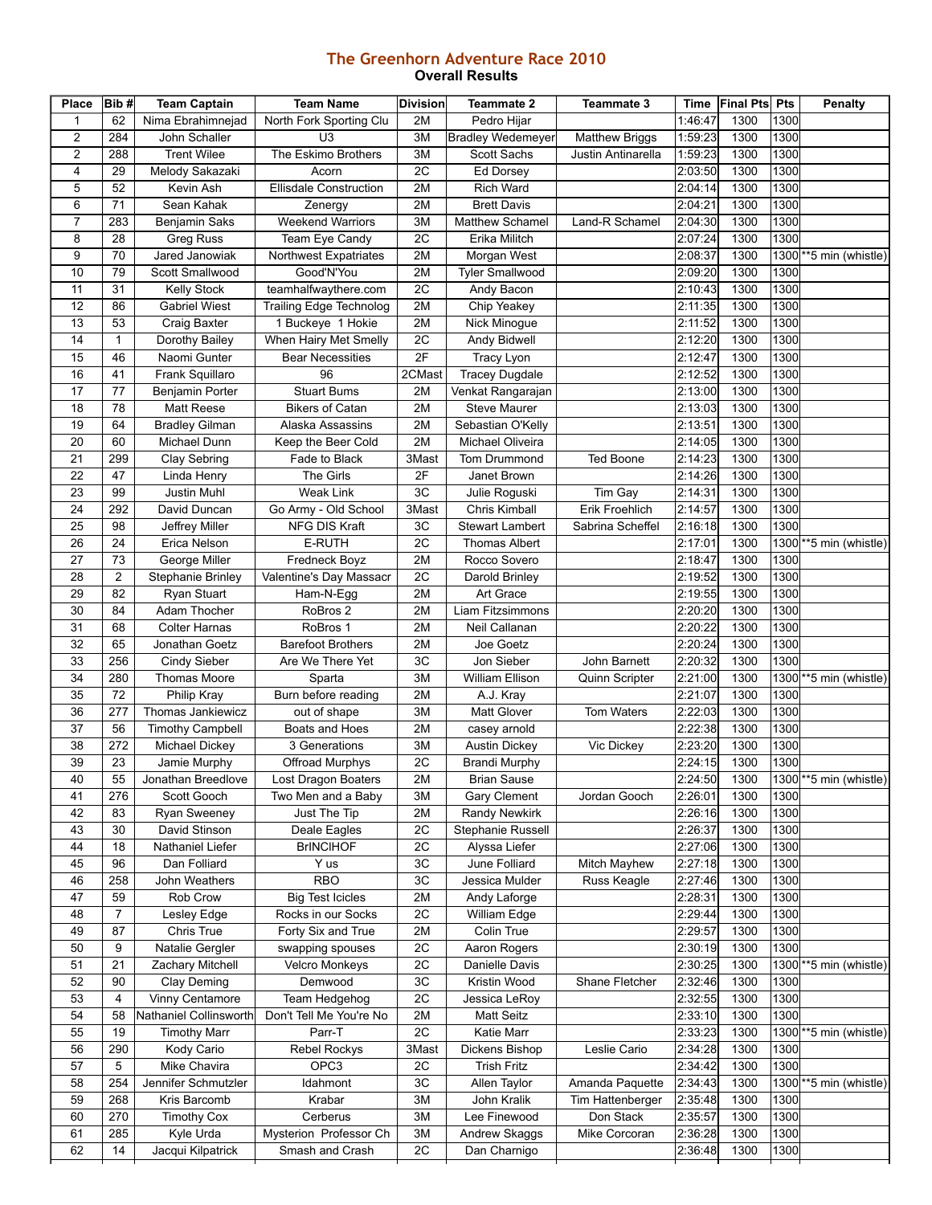# The Greenhorn Adventure Race 2010

## Overall Results

| Place | Bib # | Team Captain | Team Name | Division | Teammate 2 | Teammate 3 | Time | Final Pts | Pts | Penalty |
|---|---|---|---|---|---|---|---|---|---|---|
| 1 | 62 | Nima Ebrahimnejad | North Fork Sporting Clu | 2M | Pedro Hijar | | 1:46:47 | 1300 | 1300 | |
| 2 | 284 | John Schaller | U3 | 3M | Bradley Wedemeyer | Matthew Briggs | 1:59:23 | 1300 | 1300 | |
| 2 | 288 | Trent Wilee | The Eskimo Brothers | 3M | Scott Sachs | Justin Antinarella | 1:59:23 | 1300 | 1300 | |
| 4 | 29 | Melody Sakazaki | Acorn | 2C | Ed Dorsey | | 2:03:50 | 1300 | 1300 | |
| 5 | 52 | Kevin Ash | Ellisdale Construction | 2M | Rich Ward | | 2:04:14 | 1300 | 1300 | |
| 6 | 71 | Sean Kahak | Zenergy | 2M | Brett Davis | | 2:04:21 | 1300 | 1300 | |
| 7 | 283 | Benjamin Saks | Weekend Warriors | 3M | Matthew Schamel | Land-R Schamel | 2:04:30 | 1300 | 1300 | |
| 8 | 28 | Greg Russ | Team Eye Candy | 2C | Erika Militch | | 2:07:24 | 1300 | 1300 | |
| 9 | 70 | Jared Janowiak | Northwest Expatriates | 2M | Morgan West | | 2:08:37 | 1300 | 1300 | **5 min (whistle) |
| 10 | 79 | Scott Smallwood | Good'N'You | 2M | Tyler Smallwood | | 2:09:20 | 1300 | 1300 | |
| 11 | 31 | Kelly Stock | teamhalfwaythere.com | 2C | Andy Bacon | | 2:10:43 | 1300 | 1300 | |
| 12 | 86 | Gabriel Wiest | Trailing Edge Technolog | 2M | Chip Yeakey | | 2:11:35 | 1300 | 1300 | |
| 13 | 53 | Craig Baxter | 1 Buckeye 1 Hokie | 2M | Nick Minogue | | 2:11:52 | 1300 | 1300 | |
| 14 | 1 | Dorothy Bailey | When Hairy Met Smelly | 2C | Andy Bidwell | | 2:12:20 | 1300 | 1300 | |
| 15 | 46 | Naomi Gunter | Bear Necessities | 2F | Tracy Lyon | | 2:12:47 | 1300 | 1300 | |
| 16 | 41 | Frank Squillaro | 96 | 2CMast | Tracey Dugdale | | 2:12:52 | 1300 | 1300 | |
| 17 | 77 | Benjamin Porter | Stuart Bums | 2M | Venkat Rangarajan | | 2:13:00 | 1300 | 1300 | |
| 18 | 78 | Matt Reese | Bikers of Catan | 2M | Steve Maurer | | 2:13:03 | 1300 | 1300 | |
| 19 | 64 | Bradley Gilman | Alaska Assassins | 2M | Sebastian O'Kelly | | 2:13:51 | 1300 | 1300 | |
| 20 | 60 | Michael Dunn | Keep the Beer Cold | 2M | Michael Oliveira | | 2:14:05 | 1300 | 1300 | |
| 21 | 299 | Clay Sebring | Fade to Black | 3Mast | Tom Drummond | Ted Boone | 2:14:23 | 1300 | 1300 | |
| 22 | 47 | Linda Henry | The Girls | 2F | Janet Brown | | 2:14:26 | 1300 | 1300 | |
| 23 | 99 | Justin Muhl | Weak Link | 3C | Julie Roguski | Tim Gay | 2:14:31 | 1300 | 1300 | |
| 24 | 292 | David Duncan | Go Army - Old School | 3Mast | Chris Kimball | Erik Froehlich | 2:14:57 | 1300 | 1300 | |
| 25 | 98 | Jeffrey Miller | NFG DIS Kraft | 3C | Stewart Lambert | Sabrina Scheffel | 2:16:18 | 1300 | 1300 | |
| 26 | 24 | Erica Nelson | E-RUTH | 2C | Thomas Albert | | 2:17:01 | 1300 | 1300 | **5 min (whistle) |
| 27 | 73 | George Miller | Fredneck Boyz | 2M | Rocco Sovero | | 2:18:47 | 1300 | 1300 | |
| 28 | 2 | Stephanie Brinley | Valentine's Day Massacr | 2C | Darold Brinley | | 2:19:52 | 1300 | 1300 | |
| 29 | 82 | Ryan Stuart | Ham-N-Egg | 2M | Art Grace | | 2:19:55 | 1300 | 1300 | |
| 30 | 84 | Adam Thocher | RoBros 2 | 2M | Liam Fitzsimmons | | 2:20:20 | 1300 | 1300 | |
| 31 | 68 | Colter Harnas | RoBros 1 | 2M | Neil Callanan | | 2:20:22 | 1300 | 1300 | |
| 32 | 65 | Jonathan Goetz | Barefoot Brothers | 2M | Joe Goetz | | 2:20:24 | 1300 | 1300 | |
| 33 | 256 | Cindy Sieber | Are We There Yet | 3C | Jon Sieber | John Barnett | 2:20:32 | 1300 | 1300 | |
| 34 | 280 | Thomas Moore | Sparta | 3M | William Ellison | Quinn Scripter | 2:21:00 | 1300 | 1300 | **5 min (whistle) |
| 35 | 72 | Philip Kray | Burn before reading | 2M | A.J. Kray | | 2:21:07 | 1300 | 1300 | |
| 36 | 277 | Thomas Jankiewicz | out of shape | 3M | Matt Glover | Tom Waters | 2:22:03 | 1300 | 1300 | |
| 37 | 56 | Timothy Campbell | Boats and Hoes | 2M | casey arnold | | 2:22:38 | 1300 | 1300 | |
| 38 | 272 | Michael Dickey | 3 Generations | 3M | Austin Dickey | Vic Dickey | 2:23:20 | 1300 | 1300 | |
| 39 | 23 | Jamie Murphy | Offroad Murphys | 2C | Brandi Murphy | | 2:24:15 | 1300 | 1300 | |
| 40 | 55 | Jonathan Breedlove | Lost Dragon Boaters | 2M | Brian Sause | | 2:24:50 | 1300 | 1300 | **5 min (whistle) |
| 41 | 276 | Scott Gooch | Two Men and a Baby | 3M | Gary Clement | Jordan Gooch | 2:26:01 | 1300 | 1300 | |
| 42 | 83 | Ryan Sweeney | Just The Tip | 2M | Randy Newkirk | | 2:26:16 | 1300 | 1300 | |
| 43 | 30 | David Stinson | Deale Eagles | 2C | Stephanie Russell | | 2:26:37 | 1300 | 1300 | |
| 44 | 18 | Nathaniel Liefer | BrINCIHOF | 2C | Alyssa Liefer | | 2:27:06 | 1300 | 1300 | |
| 45 | 96 | Dan Folliard | Y us | 3C | June Folliard | Mitch Mayhew | 2:27:18 | 1300 | 1300 | |
| 46 | 258 | John Weathers | RBO | 3C | Jessica Mulder | Russ Keagle | 2:27:46 | 1300 | 1300 | |
| 47 | 59 | Rob Crow | Big Test Icicles | 2M | Andy Laforge | | 2:28:31 | 1300 | 1300 | |
| 48 | 7 | Lesley Edge | Rocks in our Socks | 2C | William Edge | | 2:29:44 | 1300 | 1300 | |
| 49 | 87 | Chris True | Forty Six and True | 2M | Colin True | | 2:29:57 | 1300 | 1300 | |
| 50 | 9 | Natalie Gergler | swapping spouses | 2C | Aaron Rogers | | 2:30:19 | 1300 | 1300 | |
| 51 | 21 | Zachary Mitchell | Velcro Monkeys | 2C | Danielle Davis | | 2:30:25 | 1300 | 1300 | **5 min (whistle) |
| 52 | 90 | Clay Deming | Demwood | 3C | Kristin Wood | Shane Fletcher | 2:32:46 | 1300 | 1300 | |
| 53 | 4 | Vinny Centamore | Team Hedgehog | 2C | Jessica LeRoy | | 2:32:55 | 1300 | 1300 | |
| 54 | 58 | Nathaniel Collinsworth | Don't Tell Me You're No | 2M | Matt Seitz | | 2:33:10 | 1300 | 1300 | |
| 55 | 19 | Timothy Marr | Parr-T | 2C | Katie Marr | | 2:33:23 | 1300 | 1300 | **5 min (whistle) |
| 56 | 290 | Kody Cario | Rebel Rockys | 3Mast | Dickens Bishop | Leslie Cario | 2:34:28 | 1300 | 1300 | |
| 57 | 5 | Mike Chavira | OPC3 | 2C | Trish Fritz | | 2:34:42 | 1300 | 1300 | |
| 58 | 254 | Jennifer Schmutzler | Idahmont | 3C | Allen Taylor | Amanda Paquette | 2:34:43 | 1300 | 1300 | **5 min (whistle) |
| 59 | 268 | Kris Barcomb | Krabar | 3M | John Kralik | Tim Hattenberger | 2:35:48 | 1300 | 1300 | |
| 60 | 270 | Timothy Cox | Cerberus | 3M | Lee Finewood | Don Stack | 2:35:57 | 1300 | 1300 | |
| 61 | 285 | Kyle Urda | Mysterion Professor Ch | 3M | Andrew Skaggs | Mike Corcoran | 2:36:28 | 1300 | 1300 | |
| 62 | 14 | Jacqui Kilpatrick | Smash and Crash | 2C | Dan Charnigo | | 2:36:48 | 1300 | 1300 | |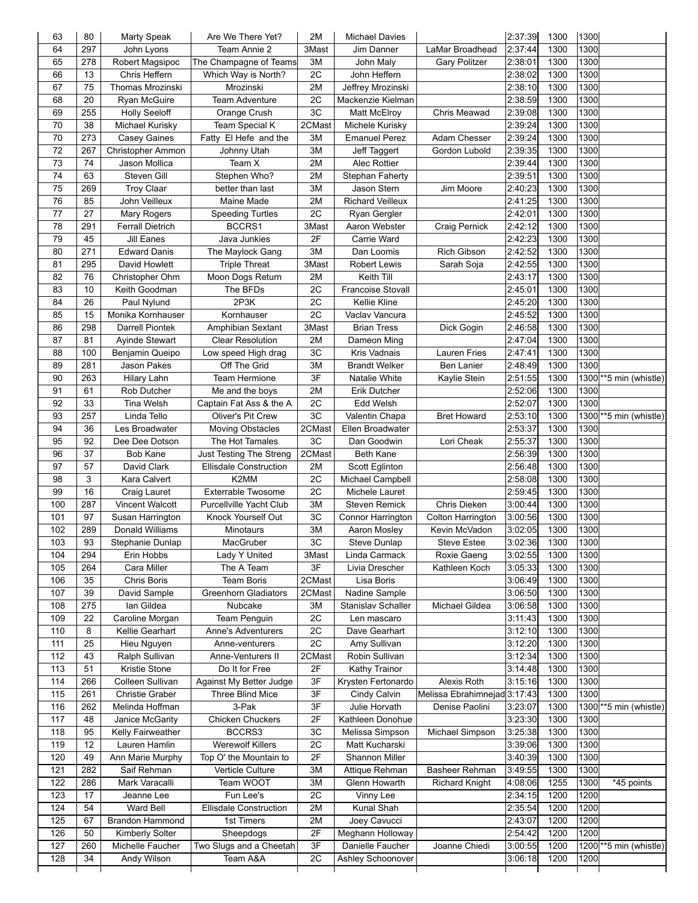| | | | | | | | | | | |
|---|---|---|---|---|---|---|---|---|---|---|
| 63 | 80 | Marty Speak | Are We There Yet? | 2M | Michael Davies | | 2:37:39 | 1300 | 1300 | |
| 64 | 297 | John Lyons | Team Annie 2 | 3Mast | Jim Danner | LaMar Broadhead | 2:37:44 | 1300 | 1300 | |
| 65 | 278 | Robert Magsipoc | The Champagne of Teams | 3M | John Maly | Gary Politzer | 2:38:01 | 1300 | 1300 | |
| 66 | 13 | Chris Heffern | Which Way is North? | 2C | John Heffern | | 2:38:02 | 1300 | 1300 | |
| 67 | 75 | Thomas Mrozinski | Mrozinski | 2M | Jeffrey Mrozinski | | 2:38:10 | 1300 | 1300 | |
| 68 | 20 | Ryan McGuire | Team Adventure | 2C | Mackenzie Kielman | | 2:38:59 | 1300 | 1300 | |
| 69 | 255 | Holly Seeloff | Orange Crush | 3C | Matt McElroy | Chris Meawad | 2:39:08 | 1300 | 1300 | |
| 70 | 38 | Michael Kurisky | Team Special K | 2CMast | Michele Kurisky | | 2:39:24 | 1300 | 1300 | |
| 70 | 273 | Casey Gaines | Fatty El Hefe and the | 3M | Emanuel Perez | Adam Chesser | 2:39:24 | 1300 | 1300 | |
| 72 | 267 | Christopher Ammon | Johnny Utah | 3M | Jeff Taggert | Gordon Lubold | 2:39:35 | 1300 | 1300 | |
| 73 | 74 | Jason Mollica | Team X | 2M | Alec Rottier | | 2:39:44 | 1300 | 1300 | |
| 74 | 63 | Steven Gill | Stephen Who? | 2M | Stephan Faherty | | 2:39:51 | 1300 | 1300 | |
| 75 | 269 | Troy Claar | better than last | 3M | Jason Stern | Jim Moore | 2:40:23 | 1300 | 1300 | |
| 76 | 85 | John Veilleux | Maine Made | 2M | Richard Veilleux | | 2:41:25 | 1300 | 1300 | |
| 77 | 27 | Mary Rogers | Speeding Turtles | 2C | Ryan Gergler | | 2:42:01 | 1300 | 1300 | |
| 78 | 291 | Ferrall Dietrich | BCCRS1 | 3Mast | Aaron Webster | Craig Pernick | 2:42:12 | 1300 | 1300 | |
| 79 | 45 | Jill Eanes | Java Junkies | 2F | Carrie Ward | | 2:42:23 | 1300 | 1300 | |
| 80 | 271 | Edward Danis | The Maylock Gang | 3M | Dan Loomis | Rich Gibson | 2:42:52 | 1300 | 1300 | |
| 81 | 295 | David Howlett | Triple Threat | 3Mast | Robert Lewis | Sarah Soja | 2:42:55 | 1300 | 1300 | |
| 82 | 76 | Christopher Ohm | Moon Dogs Return | 2M | Keith Till | | 2:43:17 | 1300 | 1300 | |
| 83 | 10 | Keith Goodman | The BFDs | 2C | Francoise Stovall | | 2:45:01 | 1300 | 1300 | |
| 84 | 26 | Paul Nylund | 2P3K | 2C | Kellie Kline | | 2:45:20 | 1300 | 1300 | |
| 85 | 15 | Monika Kornhauser | Kornhauser | 2C | Vaclav Vancura | | 2:45:52 | 1300 | 1300 | |
| 86 | 298 | Darrell Piontek | Amphibian Sextant | 3Mast | Brian Tress | Dick Gogin | 2:46:58 | 1300 | 1300 | |
| 87 | 81 | Ayinde Stewart | Clear Resolution | 2M | Dameon Ming | | 2:47:04 | 1300 | 1300 | |
| 88 | 100 | Benjamin Queipo | Low speed High drag | 3C | Kris Vadnais | Lauren Fries | 2:47:41 | 1300 | 1300 | |
| 89 | 281 | Jason Pakes | Off The Grid | 3M | Brandt Welker | Ben Lanier | 2:48:49 | 1300 | 1300 | |
| 90 | 263 | Hilary Lahn | Team Hermione | 3F | Natalie White | Kaylie Stein | 2:51:55 | 1300 | 1300 | **5 min (whistle) |
| 91 | 61 | Rob Dutcher | Me and the boys | 2M | Erik Dutcher | | 2:52:06 | 1300 | 1300 | |
| 92 | 33 | Tina Welsh | Captain Fat Ass & the A | 2C | Edd Welsh | | 2:52:07 | 1300 | 1300 | |
| 93 | 257 | Linda Tello | Oliver's Pit Crew | 3C | Valentin Chapa | Bret Howard | 2:53:10 | 1300 | 1300 | **5 min (whistle) |
| 94 | 36 | Les Broadwater | Moving Obstacles | 2CMast | Ellen Broadwater | | 2:53:37 | 1300 | 1300 | |
| 95 | 92 | Dee Dee Dotson | The Hot Tamales | 3C | Dan Goodwin | Lori Cheak | 2:55:37 | 1300 | 1300 | |
| 96 | 37 | Bob Kane | Just Testing The Streng | 2CMast | Beth Kane | | 2:56:39 | 1300 | 1300 | |
| 97 | 57 | David Clark | Ellisdale Construction | 2M | Scott Eglinton | | 2:56:48 | 1300 | 1300 | |
| 98 | 3 | Kara Calvert | K2MM | 2C | Michael Campbell | | 2:58:08 | 1300 | 1300 | |
| 99 | 16 | Craig Lauret | Exterrable Twosome | 2C | Michele Lauret | | 2:59:45 | 1300 | 1300 | |
| 100 | 287 | Vincent Walcott | Purcellville Yacht Club | 3M | Steven Remick | Chris Dieken | 3:00:44 | 1300 | 1300 | |
| 101 | 97 | Susan Harrington | Knock Yourself Out | 3C | Connor Harrington | Colton Harrington | 3:00:56 | 1300 | 1300 | |
| 102 | 289 | Donald Williams | Minotaurs | 3M | Aaron Mosley | Kevin McVadon | 3:02:05 | 1300 | 1300 | |
| 103 | 93 | Stephanie Dunlap | MacGruber | 3C | Steve Dunlap | Steve Estee | 3:02:36 | 1300 | 1300 | |
| 104 | 294 | Erin Hobbs | Lady Y United | 3Mast | Linda Carmack | Roxie Gaeng | 3:02:55 | 1300 | 1300 | |
| 105 | 264 | Cara Miller | The A Team | 3F | Livia Drescher | Kathleen Koch | 3:05:33 | 1300 | 1300 | |
| 106 | 35 | Chris Boris | Team Boris | 2CMast | Lisa Boris | | 3:06:49 | 1300 | 1300 | |
| 107 | 39 | David Sample | Greenhorn Gladiators | 2CMast | Nadine Sample | | 3:06:50 | 1300 | 1300 | |
| 108 | 275 | Ian Gildea | Nubcake | 3M | Stanislav Schaller | Michael Gildea | 3:06:58 | 1300 | 1300 | |
| 109 | 22 | Caroline Morgan | Team Penguin | 2C | Len mascaro | | 3:11:43 | 1300 | 1300 | |
| 110 | 8 | Kellie Gearhart | Anne's Adventurers | 2C | Dave Gearhart | | 3:12:10 | 1300 | 1300 | |
| 111 | 25 | Hieu Nguyen | Anne-venturers | 2C | Amy Sullivan | | 3:12:20 | 1300 | 1300 | |
| 112 | 43 | Ralph Sullivan | Anne-Venturers II | 2CMast | Robin Sullivan | | 3:12:34 | 1300 | 1300 | |
| 113 | 51 | Kristie Stone | Do It for Free | 2F | Kathy Trainor | | 3:14:48 | 1300 | 1300 | |
| 114 | 266 | Colleen Sullivan | Against My Better Judge | 3F | Krysten Fertonardo | Alexis Roth | 3:15:16 | 1300 | 1300 | |
| 115 | 261 | Christie Graber | Three Blind Mice | 3F | Cindy Calvin | Melissa Ebrahimnejad | 3:17:43 | 1300 | 1300 | |
| 116 | 262 | Melinda Hoffman | 3-Pak | 3F | Julie Horvath | Denise Paolini | 3:23:07 | 1300 | 1300 | **5 min (whistle) |
| 117 | 48 | Janice McGarity | Chicken Chuckers | 2F | Kathleen Donohue | | 3:23:30 | 1300 | 1300 | |
| 118 | 95 | Kelly Fairweather | BCCRS3 | 3C | Melissa Simpson | Michael Simpson | 3:25:38 | 1300 | 1300 | |
| 119 | 12 | Lauren Hamlin | Werewolf Killers | 2C | Matt Kucharski | | 3:39:06 | 1300 | 1300 | |
| 120 | 49 | Ann Marie Murphy | Top O' the Mountain to | 2F | Shannon Miller | | 3:40:39 | 1300 | 1300 | |
| 121 | 282 | Saif Rehman | Verticle Culture | 3M | Attique Rehman | Basheer Rehman | 3:49:55 | 1300 | 1300 | |
| 122 | 286 | Mark Varacalli | Team WOOT | 3M | Glenn Howarth | Richard Knight | 4:08:06 | 1255 | 1300 | *45 points |
| 123 | 17 | Jeanne Lee | Fun Lee's | 2C | Vinny Lee | | 2:34:15 | 1200 | 1200 | |
| 124 | 54 | Ward Bell | Ellisdale Construction | 2M | Kunal Shah | | 2:35:54 | 1200 | 1200 | |
| 125 | 67 | Brandon Hammond | 1st Timers | 2M | Joey Cavucci | | 2:43:07 | 1200 | 1200 | |
| 126 | 50 | Kimberly Solter | Sheepdogs | 2F | Meghann Holloway | | 2:54:42 | 1200 | 1200 | |
| 127 | 260 | Michelle Faucher | Two Slugs and a Cheetah | 3F | Danielle Faucher | Joanne Chiedi | 3:00:55 | 1200 | 1200 | **5 min (whistle) |
| 128 | 34 | Andy Wilson | Team A&A | 2C | Ashley Schoonover | | 3:06:18 | 1200 | 1200 | |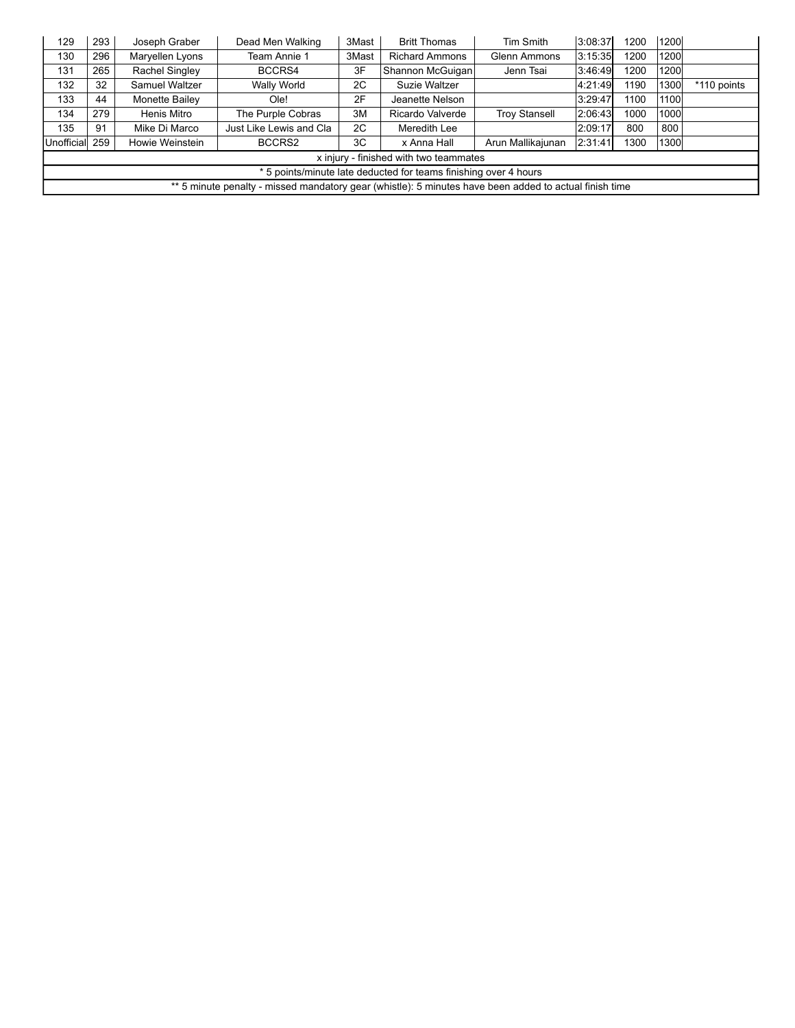| | | | | | | | | | | |
|---|---|---|---|---|---|---|---|---|---|---|
| 129 | 293 | Joseph Graber | Dead Men Walking | 3Mast | Britt Thomas | Tim Smith | 3:08:37 | 1200 | 1200 | |
| 130 | 296 | Maryellen Lyons | Team Annie 1 | 3Mast | Richard Ammons | Glenn Ammons | 3:15:35 | 1200 | 1200 | |
| 131 | 265 | Rachel Singley | BCCRS4 | 3F | Shannon McGuigan | Jenn Tsai | 3:46:49 | 1200 | 1200 | |
| 132 | 32 | Samuel Waltzer | Wally World | 2C | Suzie Waltzer | | 4:21:49 | 1190 | 1300 | *110 points |
| 133 | 44 | Monette Bailey | Ole! | 2F | Jeanette Nelson | | 3:29:47 | 1100 | 1100 | |
| 134 | 279 | Henis Mitro | The Purple Cobras | 3M | Ricardo Valverde | Troy Stansell | 2:06:43 | 1000 | 1000 | |
| 135 | 91 | Mike Di Marco | Just Like Lewis and Cla | 2C | Meredith Lee | | 2:09:17 | 800 | 800 | |
| Unofficial | 259 | Howie Weinstein | BCCRS2 | 3C | x Anna Hall | Arun Mallikajunan | 2:31:41 | 1300 | 1300 | |

x injury - finished with two teammates

* 5 points/minute late deducted for teams finishing over 4 hours

** 5 minute penalty - missed mandatory gear (whistle): 5 minutes have been added to actual finish time